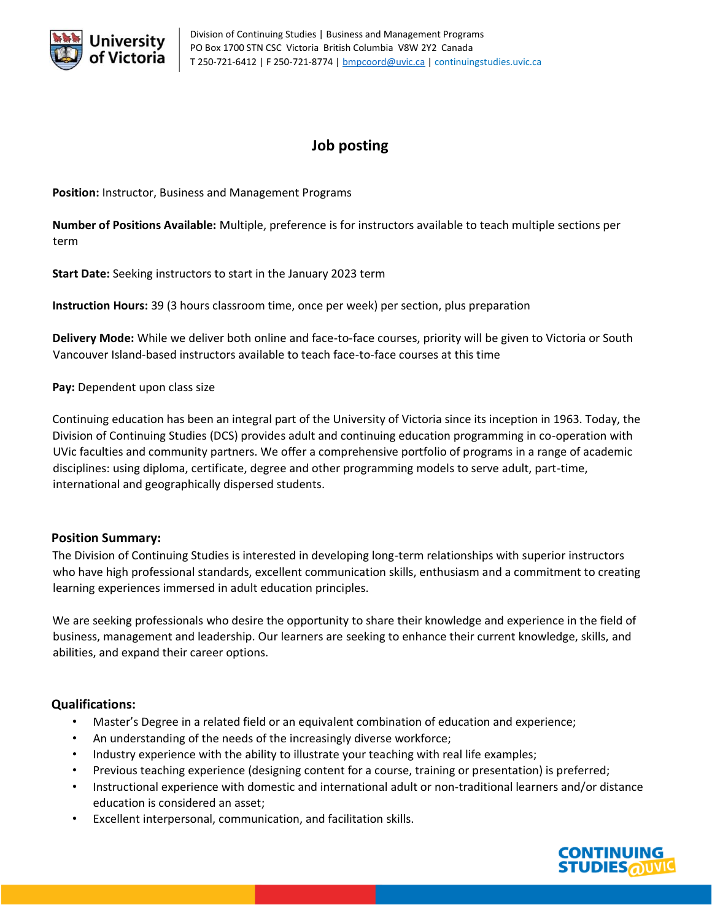University of Victoria

Division of Continuing Studies | Business and Management Programs
PO Box 1700 STN CSC Victoria British Columbia V8W 2Y2 Canada
T 250-721-6412 | F 250-721-8774 | bmpcoord@uvic.ca | continuingstudies.uvic.ca

# Job posting

**Position:** Instructor, Business and Management Programs

**Number of Positions Available:** Multiple, preference is for instructors available to teach multiple sections per term

**Start Date:** Seeking instructors to start in the January 2023 term

**Instruction Hours:** 39 (3 hours classroom time, once per week) per section, plus preparation

**Delivery Mode:** While we deliver both online and face-to-face courses, priority will be given to Victoria or South Vancouver Island-based instructors available to teach face-to-face courses at this time

**Pay:** Dependent upon class size

Continuing education has been an integral part of the University of Victoria since its inception in 1963. Today, the Division of Continuing Studies (DCS) provides adult and continuing education programming in co-operation with UVic faculties and community partners. We offer a comprehensive portfolio of programs in a range of academic disciplines: using diploma, certificate, degree and other programming models to serve adult, part-time, international and geographically dispersed students.

## Position Summary:

The Division of Continuing Studies is interested in developing long-term relationships with superior instructors who have high professional standards, excellent communication skills, enthusiasm and a commitment to creating learning experiences immersed in adult education principles.

We are seeking professionals who desire the opportunity to share their knowledge and experience in the field of business, management and leadership. Our learners are seeking to enhance their current knowledge, skills, and abilities, and expand their career options.

## Qualifications:

- Master's Degree in a related field or an equivalent combination of education and experience;
- An understanding of the needs of the increasingly diverse workforce;
- Industry experience with the ability to illustrate your teaching with real life examples;
- Previous teaching experience (designing content for a course, training or presentation) is preferred;
- Instructional experience with domestic and international adult or non-traditional learners and/or distance education is considered an asset;
- Excellent interpersonal, communication, and facilitation skills.

CONTINUING STUDIES@UVIC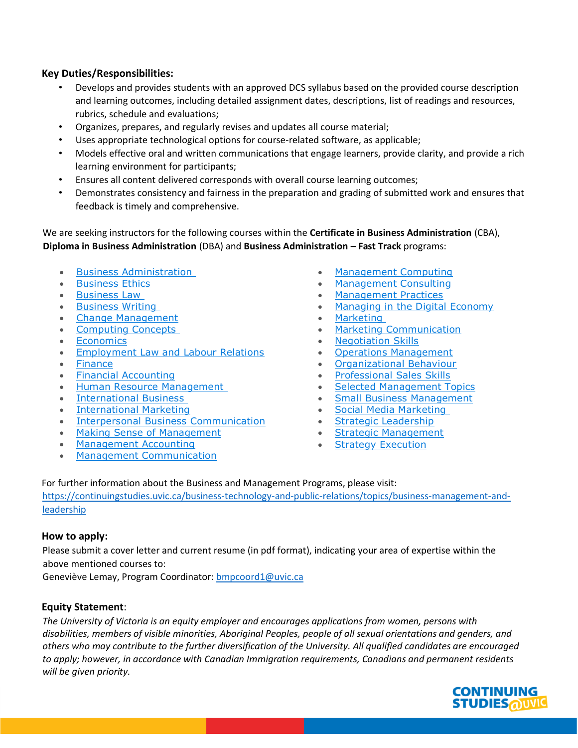**Key Duties/Responsibilities:**

- Develops and provides students with an approved DCS syllabus based on the provided course description and learning outcomes, including detailed assignment dates, descriptions, list of readings and resources, rubrics, schedule and evaluations;
- Organizes, prepares, and regularly revises and updates all course material;
- Uses appropriate technological options for course-related software, as applicable;
- Models effective oral and written communications that engage learners, provide clarity, and provide a rich learning environment for participants;
- Ensures all content delivered corresponds with overall course learning outcomes;
- Demonstrates consistency and fairness in the preparation and grading of submitted work and ensures that feedback is timely and comprehensive.

We are seeking instructors for the following courses within the **Certificate in Business Administration** (CBA), **Diploma in Business Administration** (DBA) and **Business Administration – Fast Track** programs:

- Business Administration
- Business Ethics
- Business Law
- Business Writing
- Change Management
- Computing Concepts
- Economics
- Employment Law and Labour Relations
- Finance
- Financial Accounting
- Human Resource Management
- International Business
- International Marketing
- Interpersonal Business Communication
- Making Sense of Management
- Management Accounting
- Management Communication
- Management Computing
- Management Consulting
- Management Practices
- Managing in the Digital Economy
- Marketing
- Marketing Communication
- Negotiation Skills
- Operations Management
- Organizational Behaviour
- Professional Sales Skills
- Selected Management Topics
- Small Business Management
- Social Media Marketing
- Strategic Leadership
- Strategic Management
- Strategy Execution

For further information about the Business and Management Programs, please visit:
https://continuingstudies.uvic.ca/business-technology-and-public-relations/topics/business-management-and-leadership

**How to apply:**

Please submit a cover letter and current resume (in pdf format), indicating your area of expertise within the above mentioned courses to:
Geneviève Lemay, Program Coordinator: bmpcoord1@uvic.ca

**Equity Statement**:

*The University of Victoria is an equity employer and encourages applications from women, persons with disabilities, members of visible minorities, Aboriginal Peoples, people of all sexual orientations and genders, and others who may contribute to the further diversification of the University. All qualified candidates are encouraged to apply; however, in accordance with Canadian Immigration requirements, Canadians and permanent residents will be given priority.*

CONTINUING STUDIES@UVIC